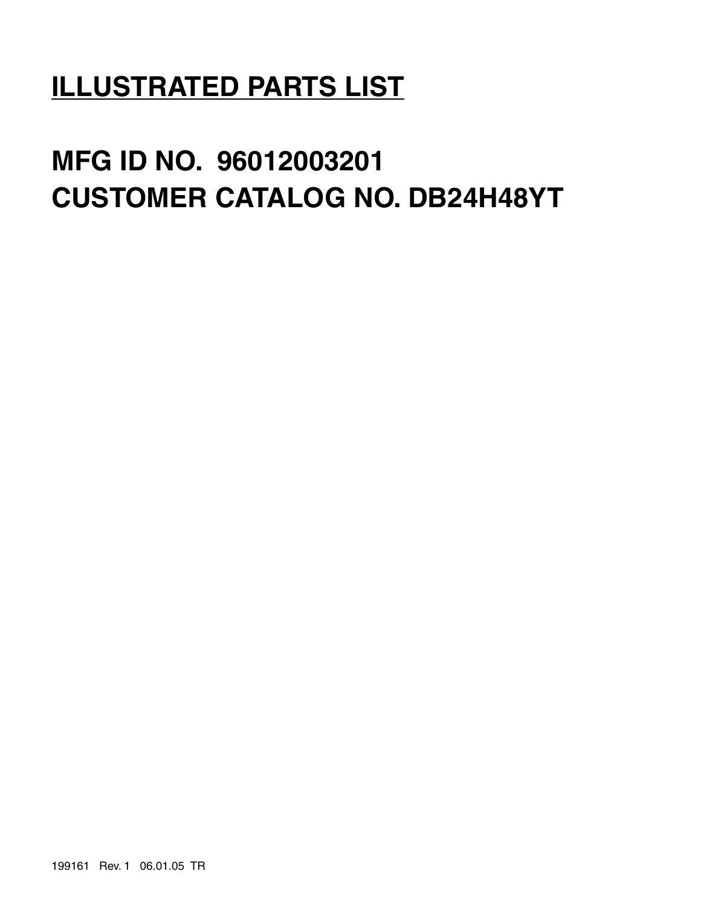# ILLUSTRATED PARTS LIST

## MFG ID NO. 96012003201
## CUSTOMER CATALOG NO. DB24H48YT

199161 Rev. 1 06.01.05 TR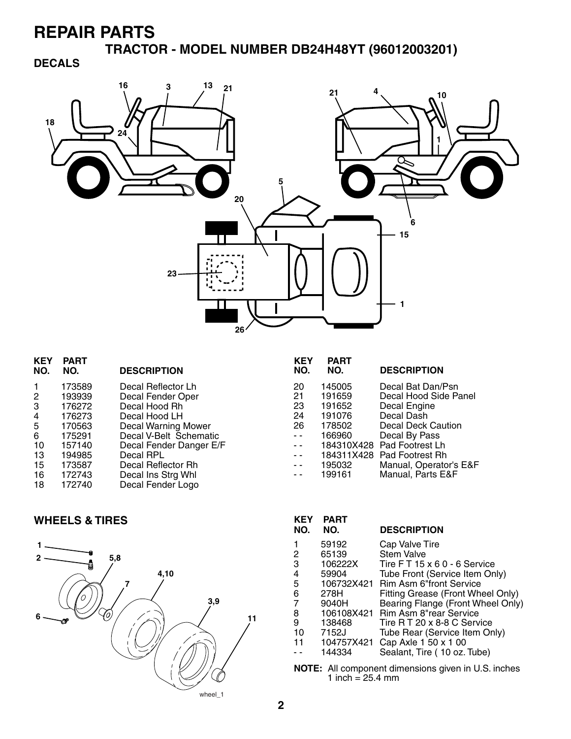# REPAIR PARTS

## TRACTOR - MODEL NUMBER DB24H48YT (96012003201)

### DECALS

| KEY NO. | PART NO. | DESCRIPTION |
|---|---|---|
| 1 | 173589 | Decal Reflector Lh |
| 2 | 193939 | Decal Fender Oper |
| 3 | 176272 | Decal Hood Rh |
| 4 | 176273 | Decal Hood LH |
| 5 | 170563 | Decal Warning Mower |
| 6 | 175291 | Decal V-Belt Schematic |
| 10 | 157140 | Decal Fender Danger E/F |
| 13 | 194985 | Decal RPL |
| 15 | 173587 | Decal Reflector Rh |
| 16 | 172743 | Decal Ins Strg Whl |
| 18 | 172740 | Decal Fender Logo |
| 20 | 145005 | Decal Bat Dan/Psn |
| 21 | 191659 | Decal Hood Side Panel |
| 23 | 191652 | Decal Engine |
| 24 | 191076 | Decal Dash |
| 26 | 178502 | Decal Deck Caution |
| - - | 166960 | Decal By Pass |
| - - | 184310X428 | Pad Footrest Lh |
| - - | 184311X428 | Pad Footrest Rh |
| - - | 195032 | Manual, Operator's E&F |
| - - | 199161 | Manual, Parts E&F |

### WHEELS & TIRES

| KEY NO. | PART NO. | DESCRIPTION |
|---|---|---|
| 1 | 59192 | Cap Valve Tire |
| 2 | 65139 | Stem Valve |
| 3 | 106222X | Tire F T 15 x 6 0 - 6 Service |
| 4 | 59904 | Tube Front (Service Item Only) |
| 5 | 106732X421 | Rim Asm 6"front Service |
| 6 | 278H | Fitting Grease (Front Wheel Only) |
| 7 | 9040H | Bearing Flange (Front Wheel Only) |
| 8 | 106108X421 | Rim Asm 8"rear Service |
| 9 | 138468 | Tire R T 20 x 8-8 C Service |
| 10 | 7152J | Tube Rear (Service Item Only) |
| 11 | 104757X421 | Cap Axle 1 50 x 1 00 |
| - - | 144334 | Sealant, Tire ( 10 oz. Tube) |

**NOTE:** All component dimensions given in U.S. inches
1 inch = 25.4 mm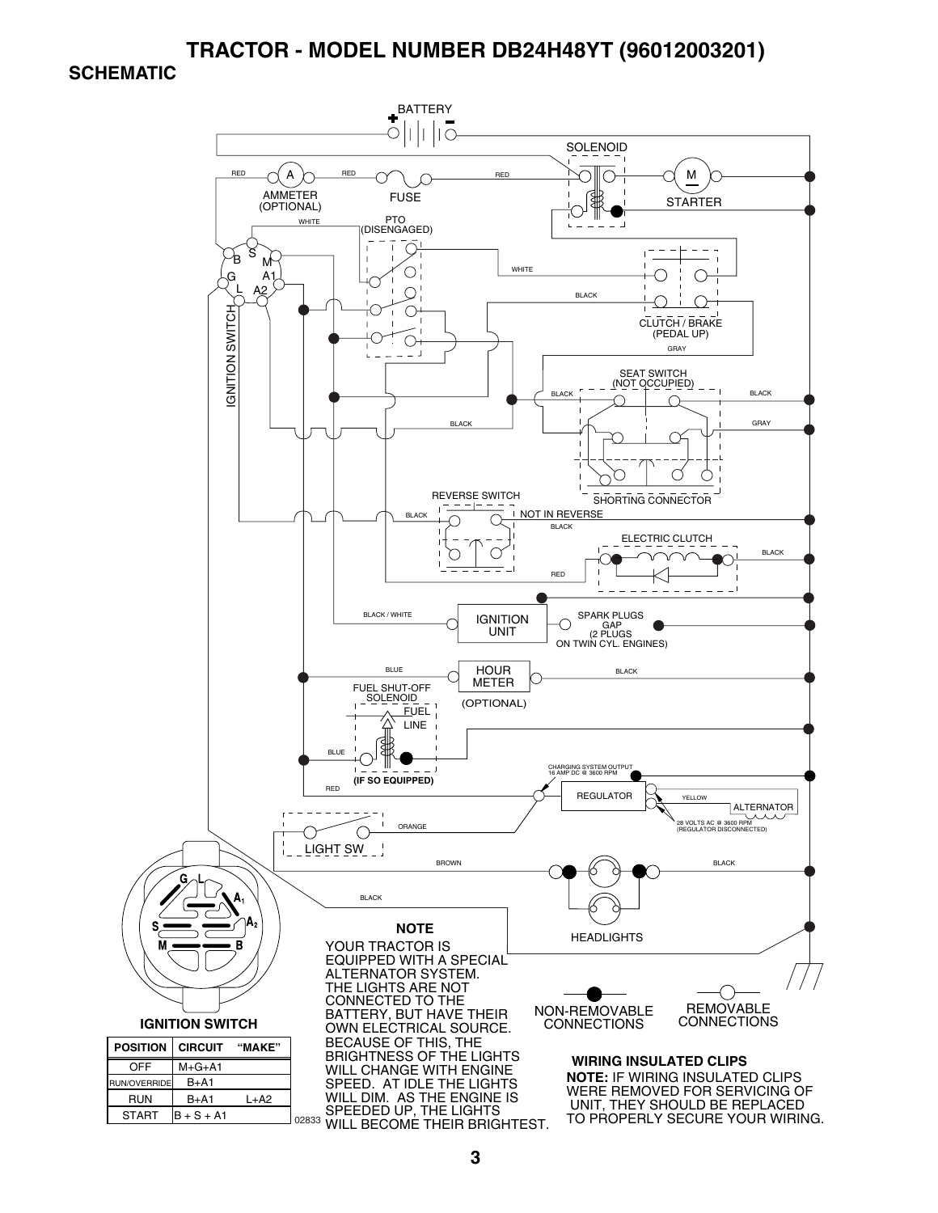# TRACTOR - MODEL NUMBER DB24H48YT (96012003201)

## SCHEMATIC

BATTERY

SOLENOID

RED

A

AMMETER (OPTIONAL)

RED

FUSE

RED

M

STARTER

WHITE

PTO (DISENGAGED)

B S M G A1 L A2

IGNITION SWITCH

WHITE

BLACK

CLUTCH / BRAKE (PEDAL UP)

GRAY

SEAT SWITCH (NOT OCCUPIED)

BLACK

BLACK

BLACK

GRAY

SHORTING CONNECTOR

REVERSE SWITCH

BLACK

NOT IN REVERSE

BLACK

ELECTRIC CLUTCH

BLACK

RED

BLACK / WHITE

IGNITION UNIT

SPARK PLUGS GAP (2 PLUGS ON TWIN CYL. ENGINES)

BLUE

HOUR METER

BLACK

FUEL SHUT-OFF SOLENOID

FUEL LINE

(OPTIONAL)

BLUE

(IF SO EQUIPPED)

RED

CHARGING SYSTEM OUTPUT 16 AMP DC @ 3600 RPM

REGULATOR

YELLOW

ALTERNATOR

28 VOLTS AC @ 3600 RPM (REGULATOR DISCONNECTED)

ORANGE

LIGHT SW

BROWN

BLACK

BLACK

HEADLIGHTS

G L A1 A2 S M B

**IGNITION SWITCH**

| POSITION | CIRCUIT | "MAKE" |
|---|---|---|
| OFF | M+G+A1 | |
| RUN/OVERRIDE | B+A1 | |
| RUN | B+A1 | L+A2 |
| START | B + S + A1 | |

02833

**NOTE**

YOUR TRACTOR IS EQUIPPED WITH A SPECIAL ALTERNATOR SYSTEM. THE LIGHTS ARE NOT CONNECTED TO THE BATTERY, BUT HAVE THEIR OWN ELECTRICAL SOURCE. BECAUSE OF THIS, THE BRIGHTNESS OF THE LIGHTS WILL CHANGE WITH ENGINE SPEED. AT IDLE THE LIGHTS WILL DIM. AS THE ENGINE IS SPEEDED UP, THE LIGHTS WILL BECOME THEIR BRIGHTEST.

NON-REMOVABLE CONNECTIONS

REMOVABLE CONNECTIONS

**WIRING INSULATED CLIPS**

**NOTE:** IF WIRING INSULATED CLIPS WERE REMOVED FOR SERVICING OF UNIT, THEY SHOULD BE REPLACED TO PROPERLY SECURE YOUR WIRING.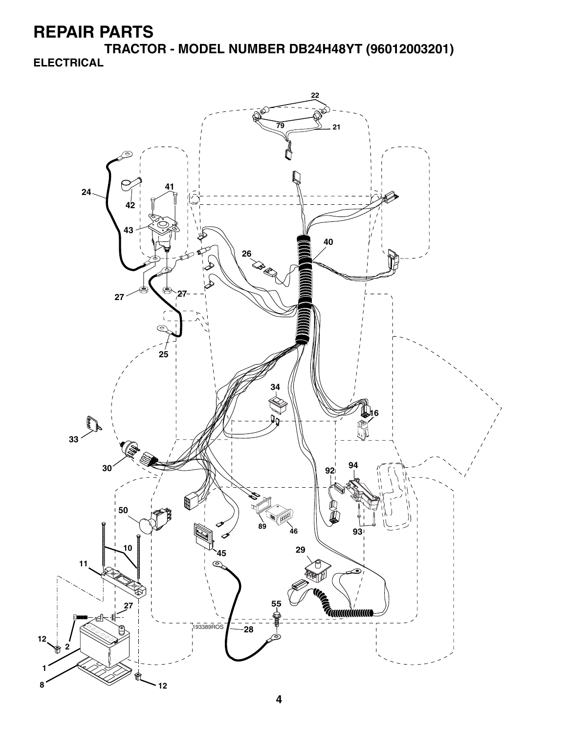# REPAIR PARTS

## TRACTOR - MODEL NUMBER DB24H48YT (96012003201)

### ELECTRICAL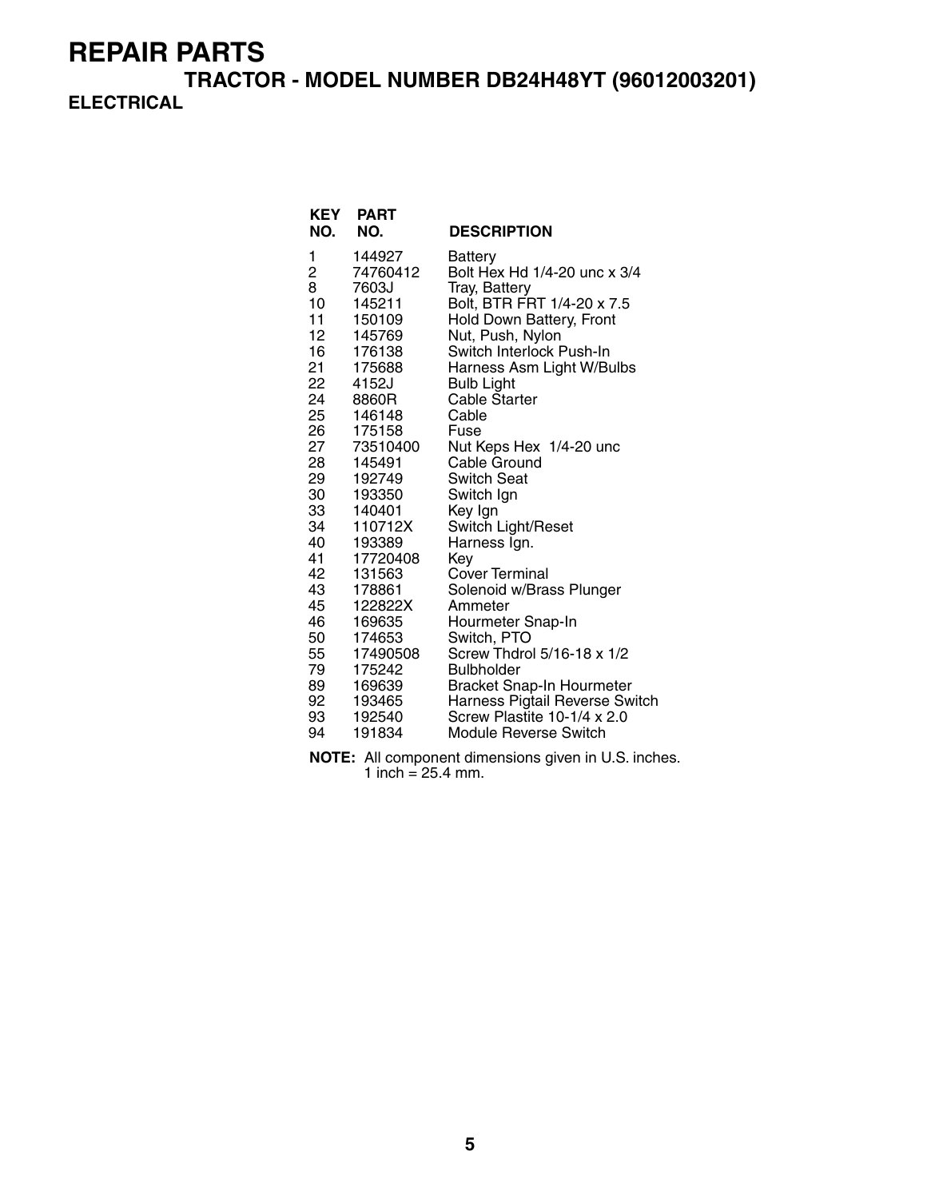# REPAIR PARTS

## TRACTOR - MODEL NUMBER DB24H48YT (96012003201)

### ELECTRICAL

| KEY NO. | PART NO. | DESCRIPTION |
|---|---|---|
| 1 | 144927 | Battery |
| 2 | 74760412 | Bolt Hex Hd 1/4-20 unc x 3/4 |
| 8 | 7603J | Tray, Battery |
| 10 | 145211 | Bolt, BTR FRT 1/4-20 x 7.5 |
| 11 | 150109 | Hold Down Battery, Front |
| 12 | 145769 | Nut, Push, Nylon |
| 16 | 176138 | Switch Interlock Push-In |
| 21 | 175688 | Harness Asm Light W/Bulbs |
| 22 | 4152J | Bulb Light |
| 24 | 8860R | Cable Starter |
| 25 | 146148 | Cable |
| 26 | 175158 | Fuse |
| 27 | 73510400 | Nut Keps Hex 1/4-20 unc |
| 28 | 145491 | Cable Ground |
| 29 | 192749 | Switch Seat |
| 30 | 193350 | Switch Ign |
| 33 | 140401 | Key Ign |
| 34 | 110712X | Switch Light/Reset |
| 40 | 193389 | Harness Ign. |
| 41 | 17720408 | Key |
| 42 | 131563 | Cover Terminal |
| 43 | 178861 | Solenoid w/Brass Plunger |
| 45 | 122822X | Ammeter |
| 46 | 169635 | Hourmeter Snap-In |
| 50 | 174653 | Switch, PTO |
| 55 | 17490508 | Screw Thdrol 5/16-18 x 1/2 |
| 79 | 175242 | Bulbholder |
| 89 | 169639 | Bracket Snap-In Hourmeter |
| 92 | 193465 | Harness Pigtail Reverse Switch |
| 93 | 192540 | Screw Plastite 10-1/4 x 2.0 |
| 94 | 191834 | Module Reverse Switch |

**NOTE:** All component dimensions given in U.S. inches.
1 inch = 25.4 mm.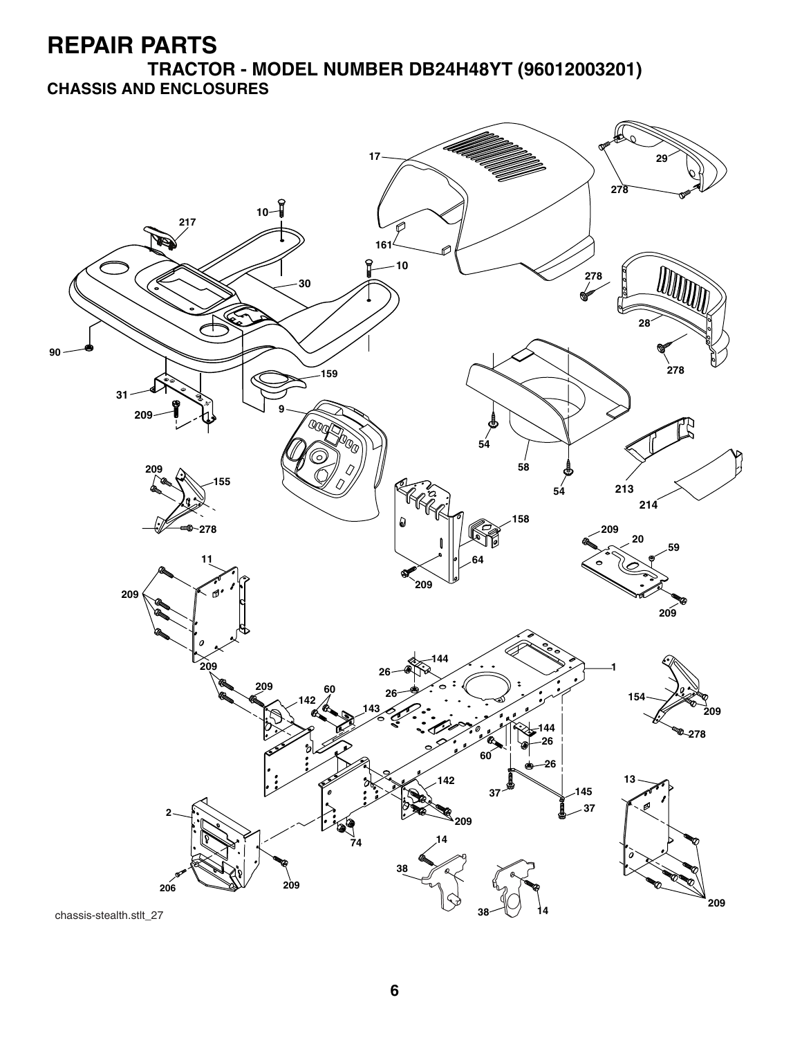# REPAIR PARTS

## TRACTOR - MODEL NUMBER DB24H48YT (96012003201)

### CHASSIS AND ENCLOSURES

chassis-stealth.stlt_27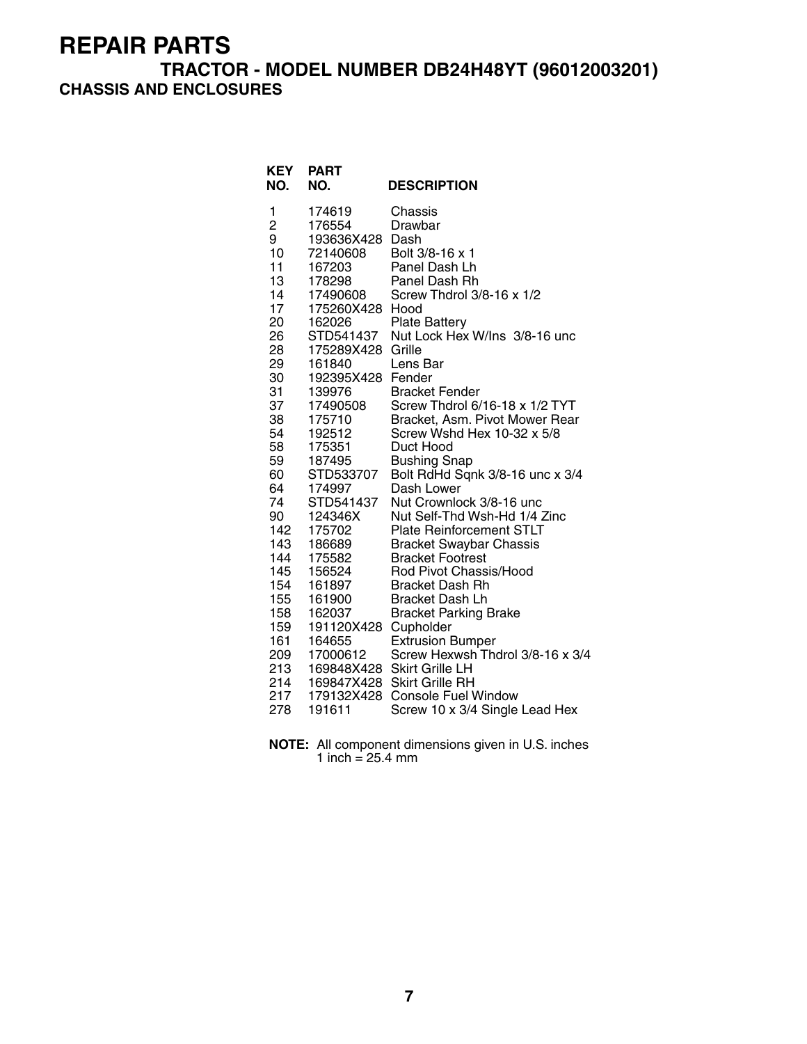# REPAIR PARTS

## TRACTOR - MODEL NUMBER DB24H48YT (96012003201)

### CHASSIS AND ENCLOSURES

| KEY NO. | PART NO. | DESCRIPTION |
|---|---|---|
| 1 | 174619 | Chassis |
| 2 | 176554 | Drawbar |
| 9 | 193636X428 | Dash |
| 10 | 72140608 | Bolt 3/8-16 x 1 |
| 11 | 167203 | Panel Dash Lh |
| 13 | 178298 | Panel Dash Rh |
| 14 | 17490608 | Screw Thdrol 3/8-16 x 1/2 |
| 17 | 175260X428 | Hood |
| 20 | 162026 | Plate Battery |
| 26 | STD541437 | Nut Lock Hex W/Ins 3/8-16 unc |
| 28 | 175289X428 | Grille |
| 29 | 161840 | Lens Bar |
| 30 | 192395X428 | Fender |
| 31 | 139976 | Bracket Fender |
| 37 | 17490508 | Screw Thdrol 6/16-18 x 1/2 TYT |
| 38 | 175710 | Bracket, Asm. Pivot Mower Rear |
| 54 | 192512 | Screw Wshd Hex 10-32 x 5/8 |
| 58 | 175351 | Duct Hood |
| 59 | 187495 | Bushing Snap |
| 60 | STD533707 | Bolt RdHd Sqnk 3/8-16 unc x 3/4 |
| 64 | 174997 | Dash Lower |
| 74 | STD541437 | Nut Crownlock 3/8-16 unc |
| 90 | 124346X | Nut Self-Thd Wsh-Hd 1/4 Zinc |
| 142 | 175702 | Plate Reinforcement STLT |
| 143 | 186689 | Bracket Swaybar Chassis |
| 144 | 175582 | Bracket Footrest |
| 145 | 156524 | Rod Pivot Chassis/Hood |
| 154 | 161897 | Bracket Dash Rh |
| 155 | 161900 | Bracket Dash Lh |
| 158 | 162037 | Bracket Parking Brake |
| 159 | 191120X428 | Cupholder |
| 161 | 164655 | Extrusion Bumper |
| 209 | 17000612 | Screw Hexwsh Thdrol 3/8-16 x 3/4 |
| 213 | 169848X428 | Skirt Grille LH |
| 214 | 169847X428 | Skirt Grille RH |
| 217 | 179132X428 | Console Fuel Window |
| 278 | 191611 | Screw 10 x 3/4 Single Lead Hex |

**NOTE:** All component dimensions given in U.S. inches
1 inch = 25.4 mm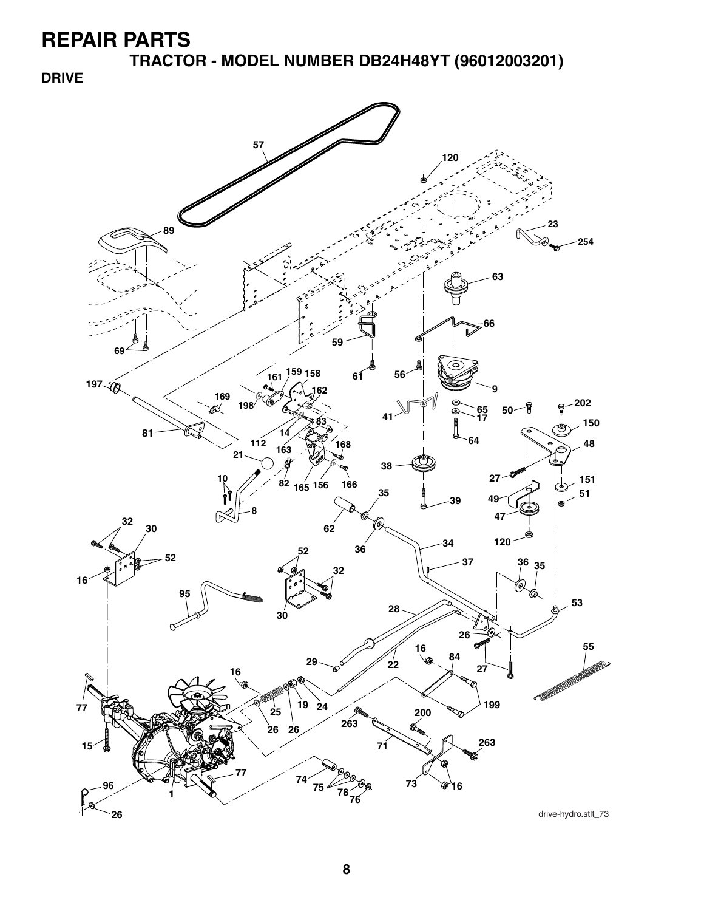# REPAIR PARTS

## TRACTOR - MODEL NUMBER DB24H48YT (96012003201)

### DRIVE

drive-hydro.stlt_73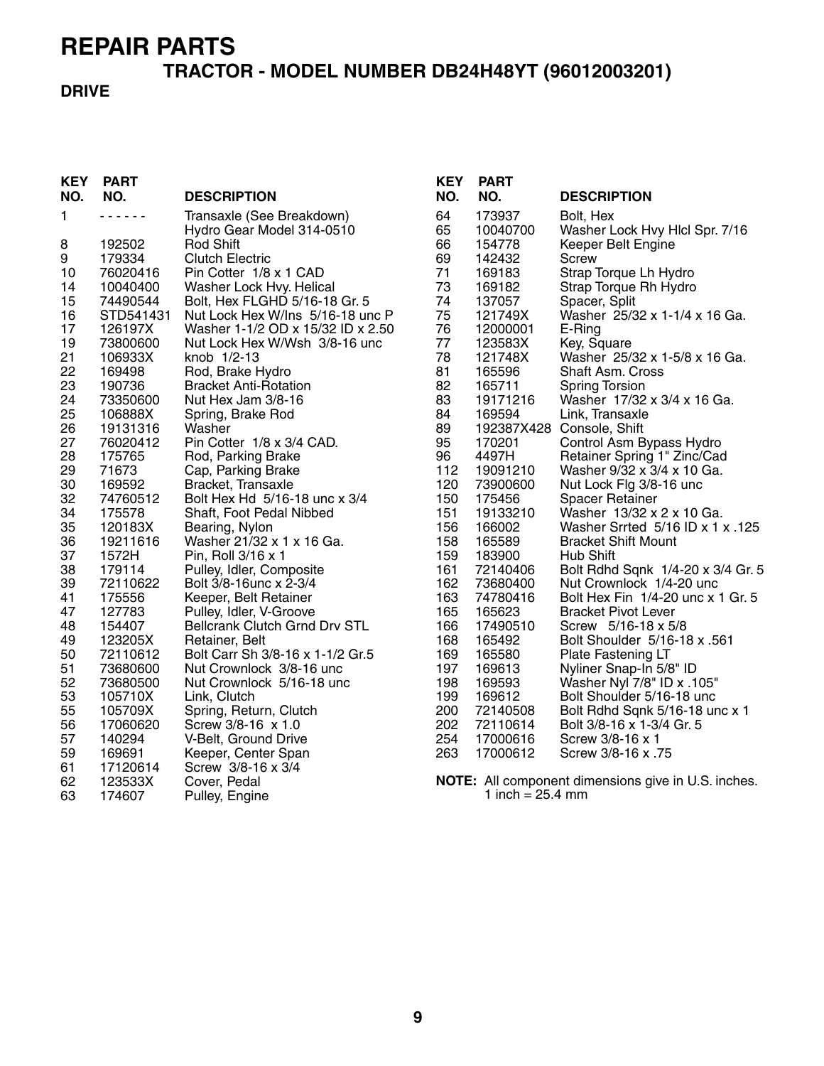# REPAIR PARTS

## TRACTOR - MODEL NUMBER DB24H48YT (96012003201)

### DRIVE

| KEY NO. | PART NO. | DESCRIPTION |
|---|---|---|
| 1 | - - - - - - | Transaxle (See Breakdown) Hydro Gear Model 314-0510 |
| 8 | 192502 | Rod Shift |
| 9 | 179334 | Clutch Electric |
| 10 | 76020416 | Pin Cotter 1/8 x 1 CAD |
| 14 | 10040400 | Washer Lock Hvy. Helical |
| 15 | 74490544 | Bolt, Hex FLGHD 5/16-18 Gr. 5 |
| 16 | STD541431 | Nut Lock Hex W/Ins 5/16-18 unc P |
| 17 | 126197X | Washer 1-1/2 OD x 15/32 ID x 2.50 |
| 19 | 73800600 | Nut Lock Hex W/Wsh 3/8-16 unc |
| 21 | 106933X | knob 1/2-13 |
| 22 | 169498 | Rod, Brake Hydro |
| 23 | 190736 | Bracket Anti-Rotation |
| 24 | 73350600 | Nut Hex Jam 3/8-16 |
| 25 | 106888X | Spring, Brake Rod |
| 26 | 19131316 | Washer |
| 27 | 76020412 | Pin Cotter 1/8 x 3/4 CAD. |
| 28 | 175765 | Rod, Parking Brake |
| 29 | 71673 | Cap, Parking Brake |
| 30 | 169592 | Bracket, Transaxle |
| 32 | 74760512 | Bolt Hex Hd 5/16-18 unc x 3/4 |
| 34 | 175578 | Shaft, Foot Pedal Nibbed |
| 35 | 120183X | Bearing, Nylon |
| 36 | 19211616 | Washer 21/32 x 1 x 16 Ga. |
| 37 | 1572H | Pin, Roll 3/16 x 1 |
| 38 | 179114 | Pulley, Idler, Composite |
| 39 | 72110622 | Bolt 3/8-16unc x 2-3/4 |
| 41 | 175556 | Keeper, Belt Retainer |
| 47 | 127783 | Pulley, Idler, V-Groove |
| 48 | 154407 | Bellcrank Clutch Grnd Drv STL |
| 49 | 123205X | Retainer, Belt |
| 50 | 72110612 | Bolt Carr Sh 3/8-16 x 1-1/2 Gr.5 |
| 51 | 73680600 | Nut Crownlock 3/8-16 unc |
| 52 | 73680500 | Nut Crownlock 5/16-18 unc |
| 53 | 105710X | Link, Clutch |
| 55 | 105709X | Spring, Return, Clutch |
| 56 | 17060620 | Screw 3/8-16 x 1.0 |
| 57 | 140294 | V-Belt, Ground Drive |
| 59 | 169691 | Keeper, Center Span |
| 61 | 17120614 | Screw 3/8-16 x 3/4 |
| 62 | 123533X | Cover, Pedal |
| 63 | 174607 | Pulley, Engine |
| 64 | 173937 | Bolt, Hex |
| 65 | 10040700 | Washer Lock Hvy Hlcl Spr. 7/16 |
| 66 | 154778 | Keeper Belt Engine |
| 69 | 142432 | Screw |
| 71 | 169183 | Strap Torque Lh Hydro |
| 73 | 169182 | Strap Torque Rh Hydro |
| 74 | 137057 | Spacer, Split |
| 75 | 121749X | Washer 25/32 x 1-1/4 x 16 Ga. |
| 76 | 12000001 | E-Ring |
| 77 | 123583X | Key, Square |
| 78 | 121748X | Washer 25/32 x 1-5/8 x 16 Ga. |
| 81 | 165596 | Shaft Asm. Cross |
| 82 | 165711 | Spring Torsion |
| 83 | 19171216 | Washer 17/32 x 3/4 x 16 Ga. |
| 84 | 169594 | Link, Transaxle |
| 89 | 192387X428 | Console, Shift |
| 95 | 170201 | Control Asm Bypass Hydro |
| 96 | 4497H | Retainer Spring 1" Zinc/Cad |
| 112 | 19091210 | Washer 9/32 x 3/4 x 10 Ga. |
| 120 | 73900600 | Nut Lock Flg 3/8-16 unc |
| 150 | 175456 | Spacer Retainer |
| 151 | 19133210 | Washer 13/32 x 2 x 10 Ga. |
| 156 | 166002 | Washer Srrted 5/16 ID x 1 x .125 |
| 158 | 165589 | Bracket Shift Mount |
| 159 | 183900 | Hub Shift |
| 161 | 72140406 | Bolt Rdhd Sqnk 1/4-20 x 3/4 Gr. 5 |
| 162 | 73680400 | Nut Crownlock 1/4-20 unc |
| 163 | 74780416 | Bolt Hex Fin 1/4-20 unc x 1 Gr. 5 |
| 165 | 165623 | Bracket Pivot Lever |
| 166 | 17490510 | Screw 5/16-18 x 5/8 |
| 168 | 165492 | Bolt Shoulder 5/16-18 x .561 |
| 169 | 165580 | Plate Fastening LT |
| 197 | 169613 | Nyliner Snap-In 5/8" ID |
| 198 | 169593 | Washer Nyl 7/8" ID x .105" |
| 199 | 169612 | Bolt Shoulder 5/16-18 unc |
| 200 | 72140508 | Bolt Rdhd Sqnk 5/16-18 unc x 1 |
| 202 | 72110614 | Bolt 3/8-16 x 1-3/4 Gr. 5 |
| 254 | 17000616 | Screw 3/8-16 x 1 |
| 263 | 17000612 | Screw 3/8-16 x .75 |

**NOTE:** All component dimensions give in U.S. inches.
1 inch = 25.4 mm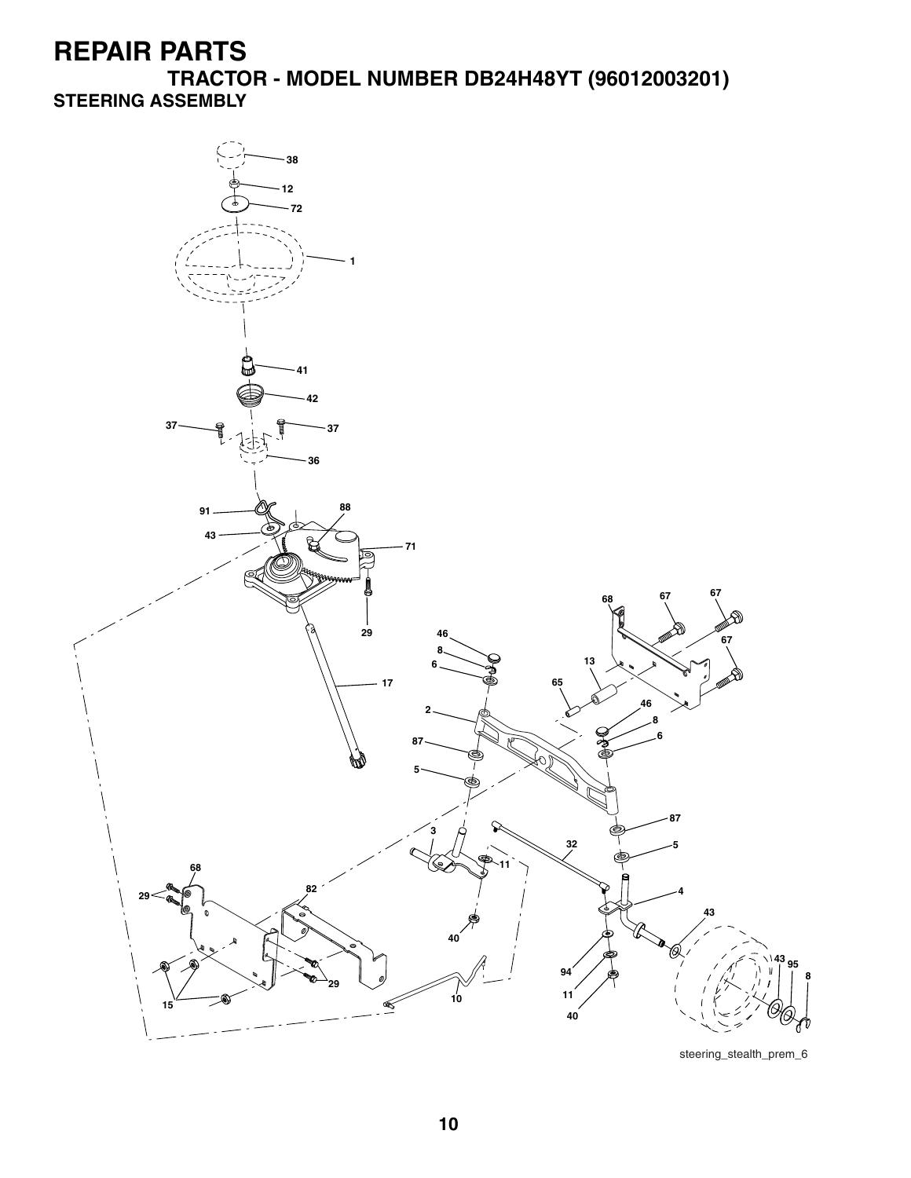# REPAIR PARTS

## TRACTOR - MODEL NUMBER DB24H48YT (96012003201)

### STEERING ASSEMBLY

steering_stealth_prem_6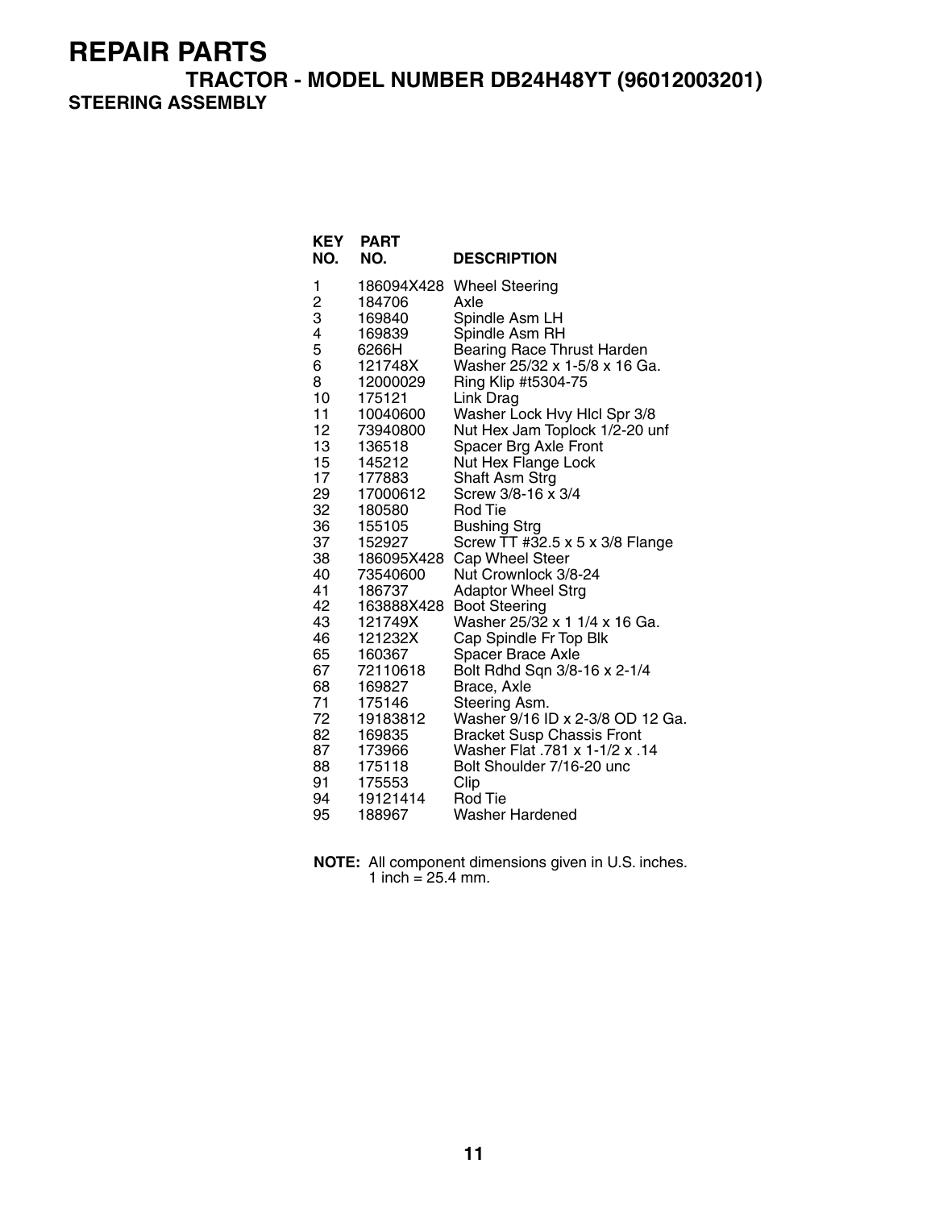# REPAIR PARTS

## TRACTOR - MODEL NUMBER DB24H48YT (96012003201)

### STEERING ASSEMBLY

| KEY NO. | PART NO. | DESCRIPTION |
|---|---|---|
| 1 | 186094X428 | Wheel Steering |
| 2 | 184706 | Axle |
| 3 | 169840 | Spindle Asm LH |
| 4 | 169839 | Spindle Asm RH |
| 5 | 6266H | Bearing Race Thrust Harden |
| 6 | 121748X | Washer 25/32 x 1-5/8 x 16 Ga. |
| 8 | 12000029 | Ring Klip #t5304-75 |
| 10 | 175121 | Link Drag |
| 11 | 10040600 | Washer Lock Hvy Hlcl Spr 3/8 |
| 12 | 73940800 | Nut Hex Jam Toplock 1/2-20 unf |
| 13 | 136518 | Spacer Brg Axle Front |
| 15 | 145212 | Nut Hex Flange Lock |
| 17 | 177883 | Shaft Asm Strg |
| 29 | 17000612 | Screw 3/8-16 x 3/4 |
| 32 | 180580 | Rod Tie |
| 36 | 155105 | Bushing Strg |
| 37 | 152927 | Screw TT #32.5 x 5 x 3/8 Flange |
| 38 | 186095X428 | Cap Wheel Steer |
| 40 | 73540600 | Nut Crownlock 3/8-24 |
| 41 | 186737 | Adaptor Wheel Strg |
| 42 | 163888X428 | Boot Steering |
| 43 | 121749X | Washer 25/32 x 1 1/4 x 16 Ga. |
| 46 | 121232X | Cap Spindle Fr Top Blk |
| 65 | 160367 | Spacer Brace Axle |
| 67 | 72110618 | Bolt Rdhd Sqn 3/8-16 x 2-1/4 |
| 68 | 169827 | Brace, Axle |
| 71 | 175146 | Steering Asm. |
| 72 | 19183812 | Washer 9/16 ID x 2-3/8 OD 12 Ga. |
| 82 | 169835 | Bracket Susp Chassis Front |
| 87 | 173966 | Washer Flat .781 x 1-1/2 x .14 |
| 88 | 175118 | Bolt Shoulder 7/16-20 unc |
| 91 | 175553 | Clip |
| 94 | 19121414 | Rod Tie |
| 95 | 188967 | Washer Hardened |

**NOTE:** All component dimensions given in U.S. inches.
1 inch = 25.4 mm.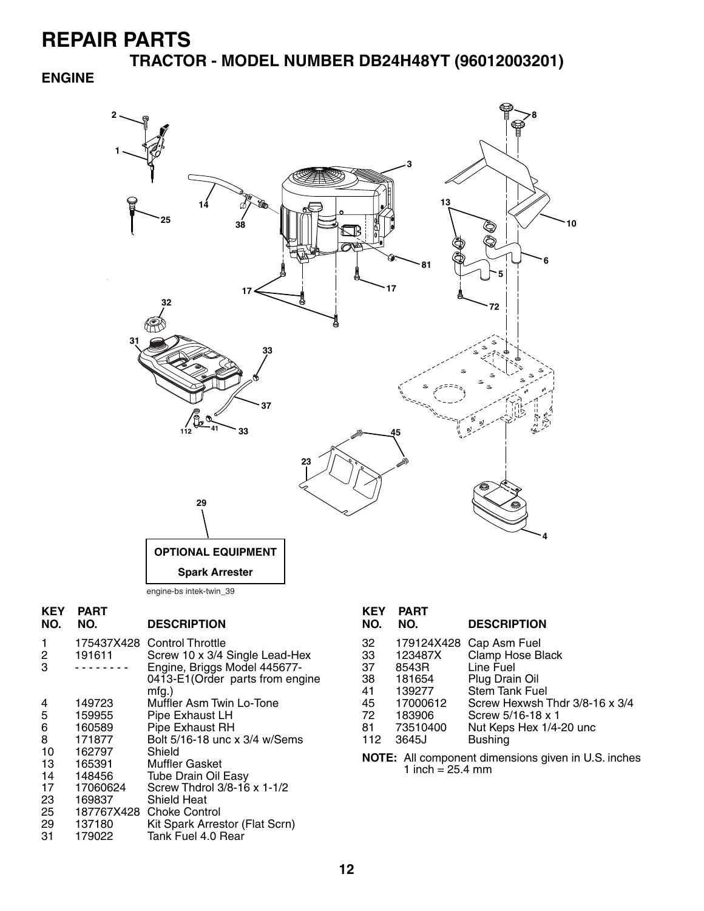# REPAIR PARTS

## TRACTOR - MODEL NUMBER DB24H48YT (96012003201)

### ENGINE

OPTIONAL EQUIPMENT

Spark Arrester

engine-bs intek-twin_39

| KEY NO. | PART NO. | DESCRIPTION |
|---|---|---|
| 1 | 175437X428 | Control Throttle |
| 2 | 191611 | Screw 10 x 3/4 Single Lead-Hex |
| 3 | - - - - - - - - | Engine, Briggs Model 445677-0413-E1(Order parts from engine mfg.) |
| 4 | 149723 | Muffler Asm Twin Lo-Tone |
| 5 | 159955 | Pipe Exhaust LH |
| 6 | 160589 | Pipe Exhaust RH |
| 8 | 171877 | Bolt 5/16-18 unc x 3/4 w/Sems |
| 10 | 162797 | Shield |
| 13 | 165391 | Muffler Gasket |
| 14 | 148456 | Tube Drain Oil Easy |
| 17 | 17060624 | Screw Thdrol 3/8-16 x 1-1/2 |
| 23 | 169837 | Shield Heat |
| 25 | 187767X428 | Choke Control |
| 29 | 137180 | Kit Spark Arrestor (Flat Scrn) |
| 31 | 179022 | Tank Fuel 4.0 Rear |
| 32 | 179124X428 | Cap Asm Fuel |
| 33 | 123487X | Clamp Hose Black |
| 37 | 8543R | Line Fuel |
| 38 | 181654 | Plug Drain Oil |
| 41 | 139277 | Stem Tank Fuel |
| 45 | 17000612 | Screw Hexwsh Thdr 3/8-16 x 3/4 |
| 72 | 183906 | Screw 5/16-18 x 1 |
| 81 | 73510400 | Nut Keps Hex 1/4-20 unc |
| 112 | 3645J | Bushing |

**NOTE:** All component dimensions given in U.S. inches
1 inch = 25.4 mm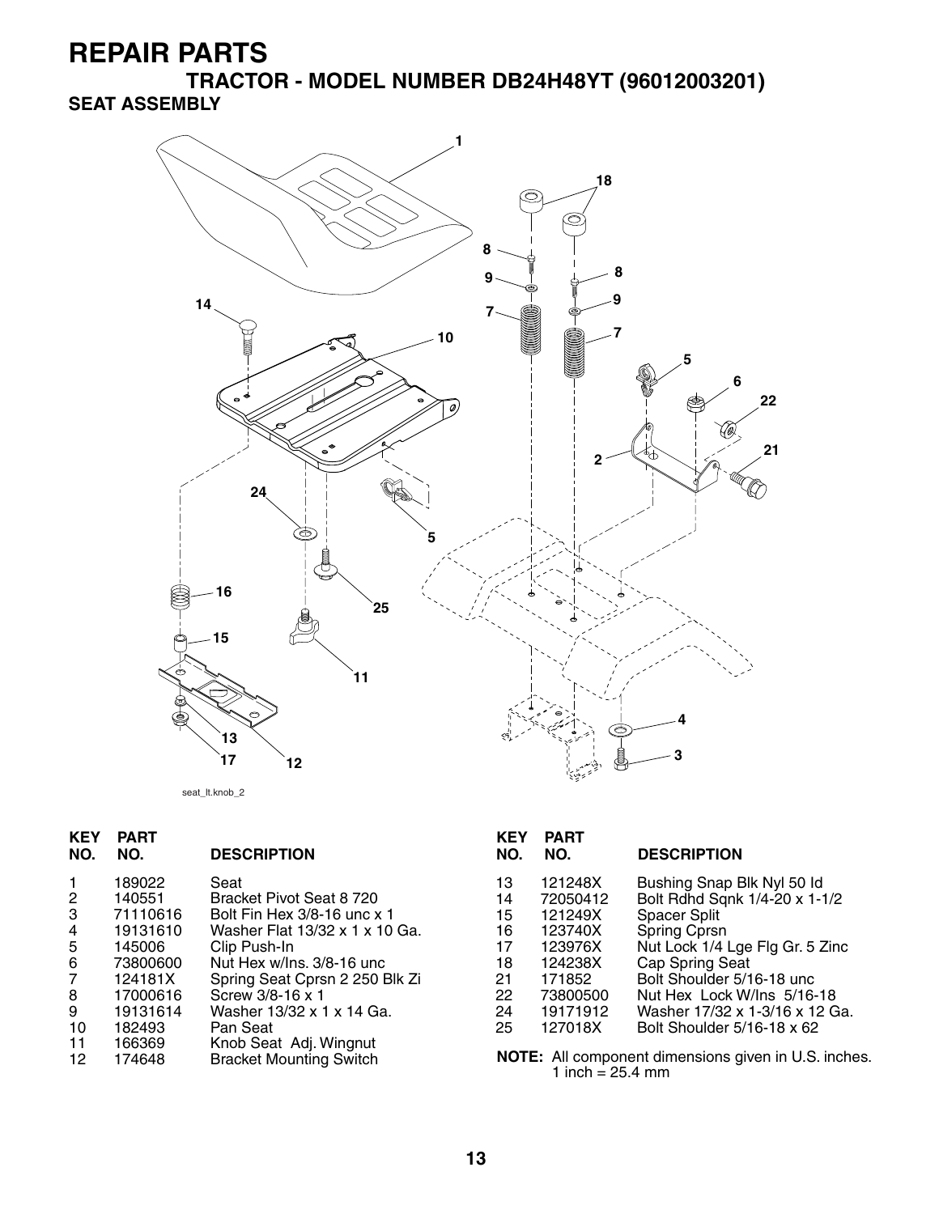# REPAIR PARTS

## TRACTOR - MODEL NUMBER DB24H48YT (96012003201)

### SEAT ASSEMBLY

seat_lt.knob_2

| KEY NO. | PART NO. | DESCRIPTION |
|---|---|---|
| 1 | 189022 | Seat |
| 2 | 140551 | Bracket Pivot Seat 8 720 |
| 3 | 71110616 | Bolt Fin Hex 3/8-16 unc x 1 |
| 4 | 19131610 | Washer Flat 13/32 x 1 x 10 Ga. |
| 5 | 145006 | Clip Push-In |
| 6 | 73800600 | Nut Hex w/Ins. 3/8-16 unc |
| 7 | 124181X | Spring Seat Cprsn 2 250 Blk Zi |
| 8 | 17000616 | Screw 3/8-16 x 1 |
| 9 | 19131614 | Washer 13/32 x 1 x 14 Ga. |
| 10 | 182493 | Pan Seat |
| 11 | 166369 | Knob Seat Adj. Wingnut |
| 12 | 174648 | Bracket Mounting Switch |
| 13 | 121248X | Bushing Snap Blk Nyl 50 Id |
| 14 | 72050412 | Bolt Rdhd Sqnk 1/4-20 x 1-1/2 |
| 15 | 121249X | Spacer Split |
| 16 | 123740X | Spring Cprsn |
| 17 | 123976X | Nut Lock 1/4 Lge Flg Gr. 5 Zinc |
| 18 | 124238X | Cap Spring Seat |
| 21 | 171852 | Bolt Shoulder 5/16-18 unc |
| 22 | 73800500 | Nut Hex Lock W/Ins 5/16-18 |
| 24 | 19171912 | Washer 17/32 x 1-3/16 x 12 Ga. |
| 25 | 127018X | Bolt Shoulder 5/16-18 x 62 |

**NOTE:** All component dimensions given in U.S. inches.
1 inch = 25.4 mm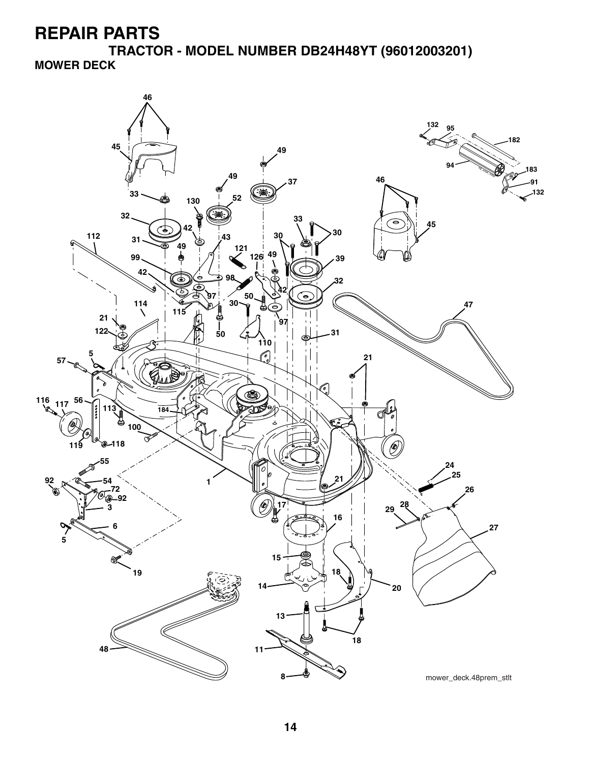# REPAIR PARTS

## TRACTOR - MODEL NUMBER DB24H48YT (96012003201)

### MOWER DECK

mower_deck.48prem_stlt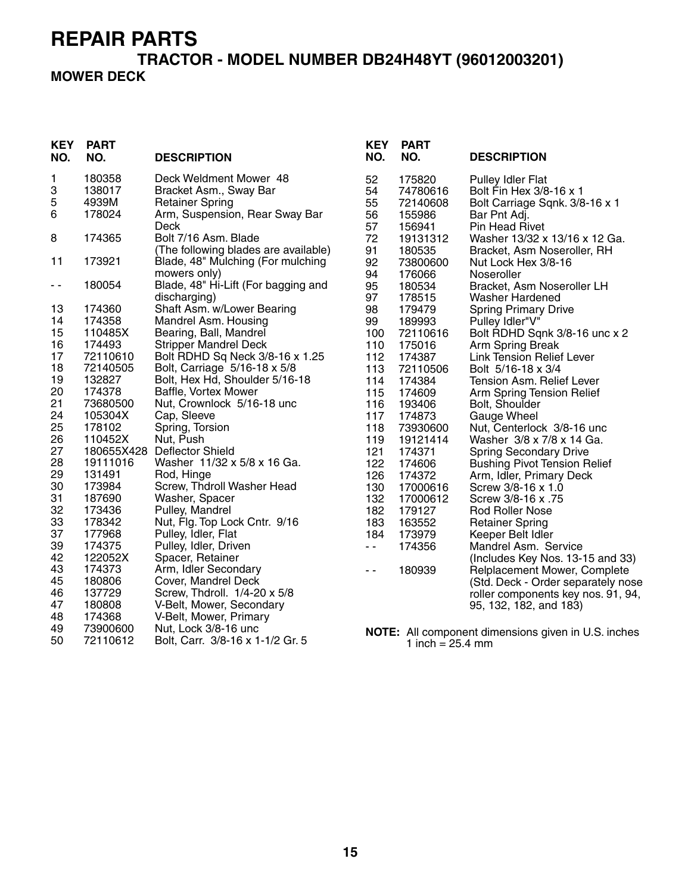# REPAIR PARTS

## TRACTOR - MODEL NUMBER DB24H48YT (96012003201)

### MOWER DECK

| KEY NO. | PART NO. | DESCRIPTION |
|---|---|---|
| 1 | 180358 | Deck Weldment Mower 48 |
| 3 | 138017 | Bracket Asm., Sway Bar |
| 5 | 4939M | Retainer Spring |
| 6 | 178024 | Arm, Suspension, Rear Sway Bar Deck |
| 8 | 174365 | Bolt 7/16 Asm. Blade (The following blades are available) |
| 11 | 173921 | Blade, 48" Mulching (For mulching mowers only) |
| - - | 180054 | Blade, 48" Hi-Lift (For bagging and discharging) |
| 13 | 174360 | Shaft Asm. w/Lower Bearing |
| 14 | 174358 | Mandrel Asm. Housing |
| 15 | 110485X | Bearing, Ball, Mandrel |
| 16 | 174493 | Stripper Mandrel Deck |
| 17 | 72110610 | Bolt RDHD Sq Neck 3/8-16 x 1.25 |
| 18 | 72140505 | Bolt, Carriage 5/16-18 x 5/8 |
| 19 | 132827 | Bolt, Hex Hd, Shoulder 5/16-18 |
| 20 | 174378 | Baffle, Vortex Mower |
| 21 | 73680500 | Nut, Crownlock 5/16-18 unc |
| 24 | 105304X | Cap, Sleeve |
| 25 | 178102 | Spring, Torsion |
| 26 | 110452X | Nut, Push |
| 27 | 180655X428 | Deflector Shield |
| 28 | 19111016 | Washer 11/32 x 5/8 x 16 Ga. |
| 29 | 131491 | Rod, Hinge |
| 30 | 173984 | Screw, Thdroll Washer Head |
| 31 | 187690 | Washer, Spacer |
| 32 | 173436 | Pulley, Mandrel |
| 33 | 178342 | Nut, Flg. Top Lock Cntr. 9/16 |
| 37 | 177968 | Pulley, Idler, Flat |
| 39 | 174375 | Pulley, Idler, Driven |
| 42 | 122052X | Spacer, Retainer |
| 43 | 174373 | Arm, Idler Secondary |
| 45 | 180806 | Cover, Mandrel Deck |
| 46 | 137729 | Screw, Thdroll. 1/4-20 x 5/8 |
| 47 | 180808 | V-Belt, Mower, Secondary |
| 48 | 174368 | V-Belt, Mower, Primary |
| 49 | 73900600 | Nut, Lock 3/8-16 unc |
| 50 | 72110612 | Bolt, Carr. 3/8-16 x 1-1/2 Gr. 5 |
| 52 | 175820 | Pulley Idler Flat |
| 54 | 74780616 | Bolt Fin Hex 3/8-16 x 1 |
| 55 | 72140608 | Bolt Carriage Sqnk. 3/8-16 x 1 |
| 56 | 155986 | Bar Pnt Adj. |
| 57 | 156941 | Pin Head Rivet |
| 72 | 19131312 | Washer 13/32 x 13/16 x 12 Ga. |
| 91 | 180535 | Bracket, Asm Noseroller, RH |
| 92 | 73800600 | Nut Lock Hex 3/8-16 |
| 94 | 176066 | Noseroller |
| 95 | 180534 | Bracket, Asm Noseroller LH |
| 97 | 178515 | Washer Hardened |
| 98 | 179479 | Spring Primary Drive |
| 99 | 189993 | Pulley Idler"V" |
| 100 | 72110616 | Bolt RDHD Sqnk 3/8-16 unc x 2 |
| 110 | 175016 | Arm Spring Break |
| 112 | 174387 | Link Tension Relief Lever |
| 113 | 72110506 | Bolt 5/16-18 x 3/4 |
| 114 | 174384 | Tension Asm. Relief Lever |
| 115 | 174609 | Arm Spring Tension Relief |
| 116 | 193406 | Bolt, Shoulder |
| 117 | 174873 | Gauge Wheel |
| 118 | 73930600 | Nut, Centerlock 3/8-16 unc |
| 119 | 19121414 | Washer 3/8 x 7/8 x 14 Ga. |
| 121 | 174371 | Spring Secondary Drive |
| 122 | 174606 | Bushing Pivot Tension Relief |
| 126 | 174372 | Arm, Idler, Primary Deck |
| 130 | 17000616 | Screw 3/8-16 x 1.0 |
| 132 | 17000612 | Screw 3/8-16 x .75 |
| 182 | 179127 | Rod Roller Nose |
| 183 | 163552 | Retainer Spring |
| 184 | 173979 | Keeper Belt Idler |
| - - | 174356 | Mandrel Asm. Service (Includes Key Nos. 13-15 and 33) |
| - - | 180939 | Relplacement Mower, Complete (Std. Deck - Order separately nose roller components key nos. 91, 94, 95, 132, 182, and 183) |

**NOTE:** All component dimensions given in U.S. inches
1 inch = 25.4 mm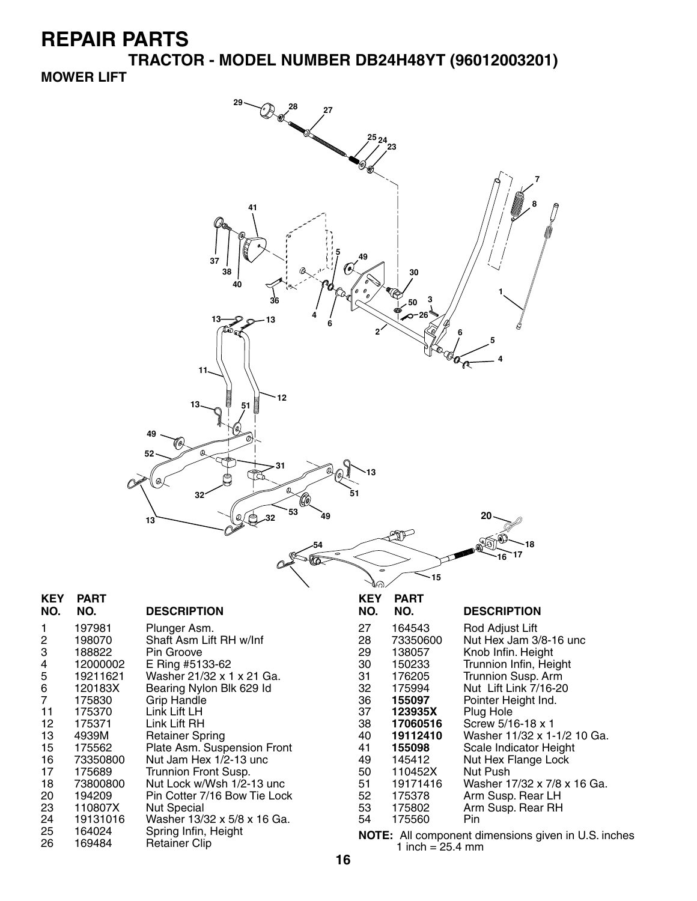# REPAIR PARTS

## TRACTOR - MODEL NUMBER DB24H48YT (96012003201)

### MOWER LIFT

| KEY NO. | PART NO. | DESCRIPTION |
|---|---|---|
| 1 | 197981 | Plunger Asm. |
| 2 | 198070 | Shaft Asm Lift RH w/Inf |
| 3 | 188822 | Pin Groove |
| 4 | 12000002 | E Ring #5133-62 |
| 5 | 19211621 | Washer 21/32 x 1 x 21 Ga. |
| 6 | 120183X | Bearing Nylon Blk 629 Id |
| 7 | 175830 | Grip Handle |
| 11 | 175370 | Link Lift LH |
| 12 | 175371 | Link Lift RH |
| 13 | 4939M | Retainer Spring |
| 15 | 175562 | Plate Asm. Suspension Front |
| 16 | 73350800 | Nut Jam Hex 1/2-13 unc |
| 17 | 175689 | Trunnion Front Susp. |
| 18 | 73800800 | Nut Lock w/Wsh 1/2-13 unc |
| 20 | 194209 | Pin Cotter 7/16 Bow Tie Lock |
| 23 | 110807X | Nut Special |
| 24 | 19131016 | Washer 13/32 x 5/8 x 16 Ga. |
| 25 | 164024 | Spring Infin, Height |
| 26 | 169484 | Retainer Clip |
| 27 | 164543 | Rod Adjust Lift |
| 28 | 73350600 | Nut Hex Jam 3/8-16 unc |
| 29 | 138057 | Knob Infin. Height |
| 30 | 150233 | Trunnion Infin, Height |
| 31 | 176205 | Trunnion Susp. Arm |
| 32 | 175994 | Nut Lift Link 7/16-20 |
| 36 | **155097** | Pointer Height Ind. |
| 37 | **123935X** | Plug Hole |
| 38 | **17060516** | Screw 5/16-18 x 1 |
| 40 | **19112410** | Washer 11/32 x 1-1/2 10 Ga. |
| 41 | **155098** | Scale Indicator Height |
| 49 | 145412 | Nut Hex Flange Lock |
| 50 | 110452X | Nut Push |
| 51 | 19171416 | Washer 17/32 x 7/8 x 16 Ga. |
| 52 | 175378 | Arm Susp. Rear LH |
| 53 | 175802 | Arm Susp. Rear RH |
| 54 | 175560 | Pin |

**NOTE:** All component dimensions given in U.S. inches
1 inch = 25.4 mm